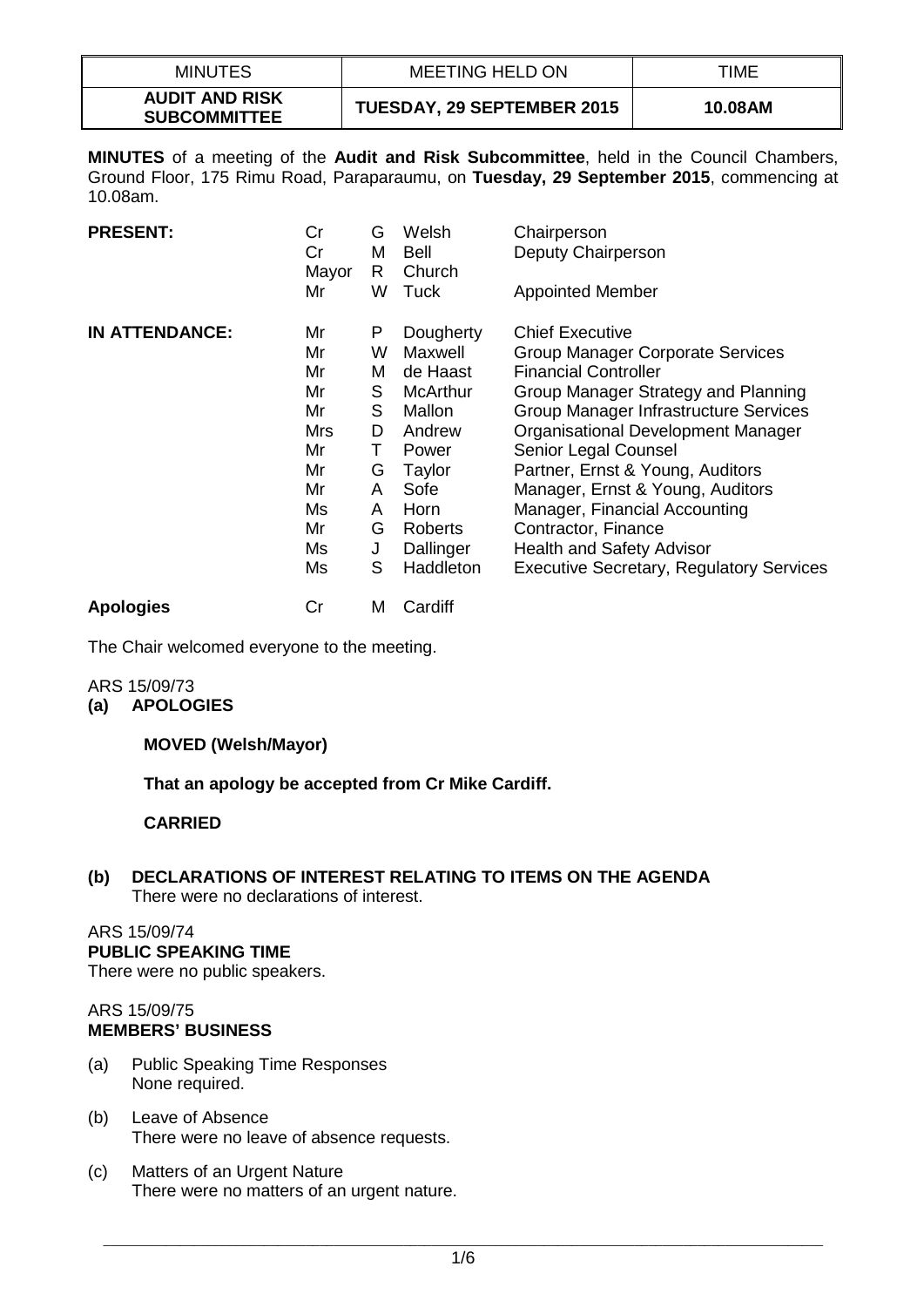| MINUTES | MEETING HELD ON | TIME |
|---|---|---|
| **AUDIT AND RISK SUBCOMMITTEE** | **TUESDAY, 29 SEPTEMBER 2015** | **10.08AM** |

**MINUTES** of a meeting of the **Audit and Risk Subcommittee**, held in the Council Chambers, Ground Floor, 175 Rimu Road, Paraparaumu, on **Tuesday, 29 September 2015**, commencing at 10.08am.

| | | | | |
|---|---|---|---|---|
| **PRESENT:** | Cr | G | Welsh | Chairperson |
| | Cr | M | Bell | Deputy Chairperson |
| | Mayor | R | Church | |
| | Mr | W | Tuck | Appointed Member |
| **IN ATTENDANCE:** | Mr | P | Dougherty | Chief Executive |
| | Mr | W | Maxwell | Group Manager Corporate Services |
| | Mr | M | de Haast | Financial Controller |
| | Mr | S | McArthur | Group Manager Strategy and Planning |
| | Mr | S | Mallon | Group Manager Infrastructure Services |
| | Mrs | D | Andrew | Organisational Development Manager |
| | Mr | T | Power | Senior Legal Counsel |
| | Mr | G | Taylor | Partner, Ernst & Young, Auditors |
| | Mr | A | Sofe | Manager, Ernst & Young, Auditors |
| | Ms | A | Horn | Manager, Financial Accounting |
| | Mr | G | Roberts | Contractor, Finance |
| | Ms | J | Dallinger | Health and Safety Advisor |
| | Ms | S | Haddleton | Executive Secretary, Regulatory Services |
| **Apologies** | Cr | M | Cardiff | |

The Chair welcomed everyone to the meeting.

ARS 15/09/73

**(a) APOLOGIES**

**MOVED (Welsh/Mayor)**

**That an apology be accepted from Cr Mike Cardiff.**

**CARRIED**

**(b) DECLARATIONS OF INTEREST RELATING TO ITEMS ON THE AGENDA**

There were no declarations of interest.

ARS 15/09/74

**PUBLIC SPEAKING TIME**

There were no public speakers.

ARS 15/09/75

**MEMBERS' BUSINESS**

(a) Public Speaking Time Responses
None required.

(b) Leave of Absence
There were no leave of absence requests.

(c) Matters of an Urgent Nature
There were no matters of an urgent nature.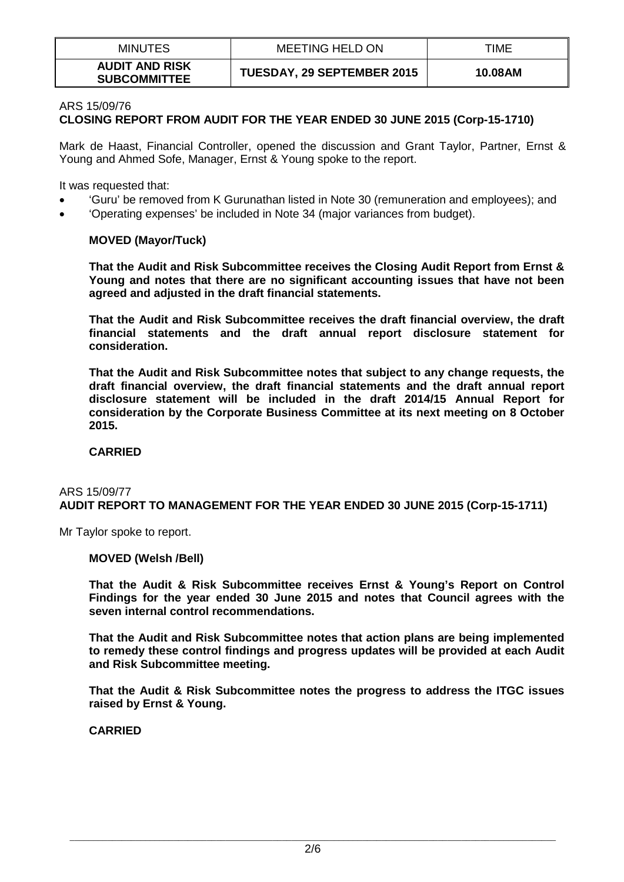| MINUTES | MEETING HELD ON | TIME |
| --- | --- | --- |
| **AUDIT AND RISK SUBCOMMITTEE** | **TUESDAY, 29 SEPTEMBER 2015** | **10.08AM** |

ARS 15/09/76

**CLOSING REPORT FROM AUDIT FOR THE YEAR ENDED 30 JUNE 2015 (Corp-15-1710)**

Mark de Haast, Financial Controller, opened the discussion and Grant Taylor, Partner, Ernst & Young and Ahmed Sofe, Manager, Ernst & Young spoke to the report.

It was requested that:

- 'Guru' be removed from K Gurunathan listed in Note 30 (remuneration and employees); and
- 'Operating expenses' be included in Note 34 (major variances from budget).

**MOVED (Mayor/Tuck)**

**That the Audit and Risk Subcommittee receives the Closing Audit Report from Ernst & Young and notes that there are no significant accounting issues that have not been agreed and adjusted in the draft financial statements.**

**That the Audit and Risk Subcommittee receives the draft financial overview, the draft financial statements and the draft annual report disclosure statement for consideration.**

**That the Audit and Risk Subcommittee notes that subject to any change requests, the draft financial overview, the draft financial statements and the draft annual report disclosure statement will be included in the draft 2014/15 Annual Report for consideration by the Corporate Business Committee at its next meeting on 8 October 2015.**

**CARRIED**

ARS 15/09/77

**AUDIT REPORT TO MANAGEMENT FOR THE YEAR ENDED 30 JUNE 2015 (Corp-15-1711)**

Mr Taylor spoke to report.

**MOVED (Welsh /Bell)**

**That the Audit & Risk Subcommittee receives Ernst & Young's Report on Control Findings for the year ended 30 June 2015 and notes that Council agrees with the seven internal control recommendations.**

**That the Audit and Risk Subcommittee notes that action plans are being implemented to remedy these control findings and progress updates will be provided at each Audit and Risk Subcommittee meeting.**

**That the Audit & Risk Subcommittee notes the progress to address the ITGC issues raised by Ernst & Young.**

**CARRIED**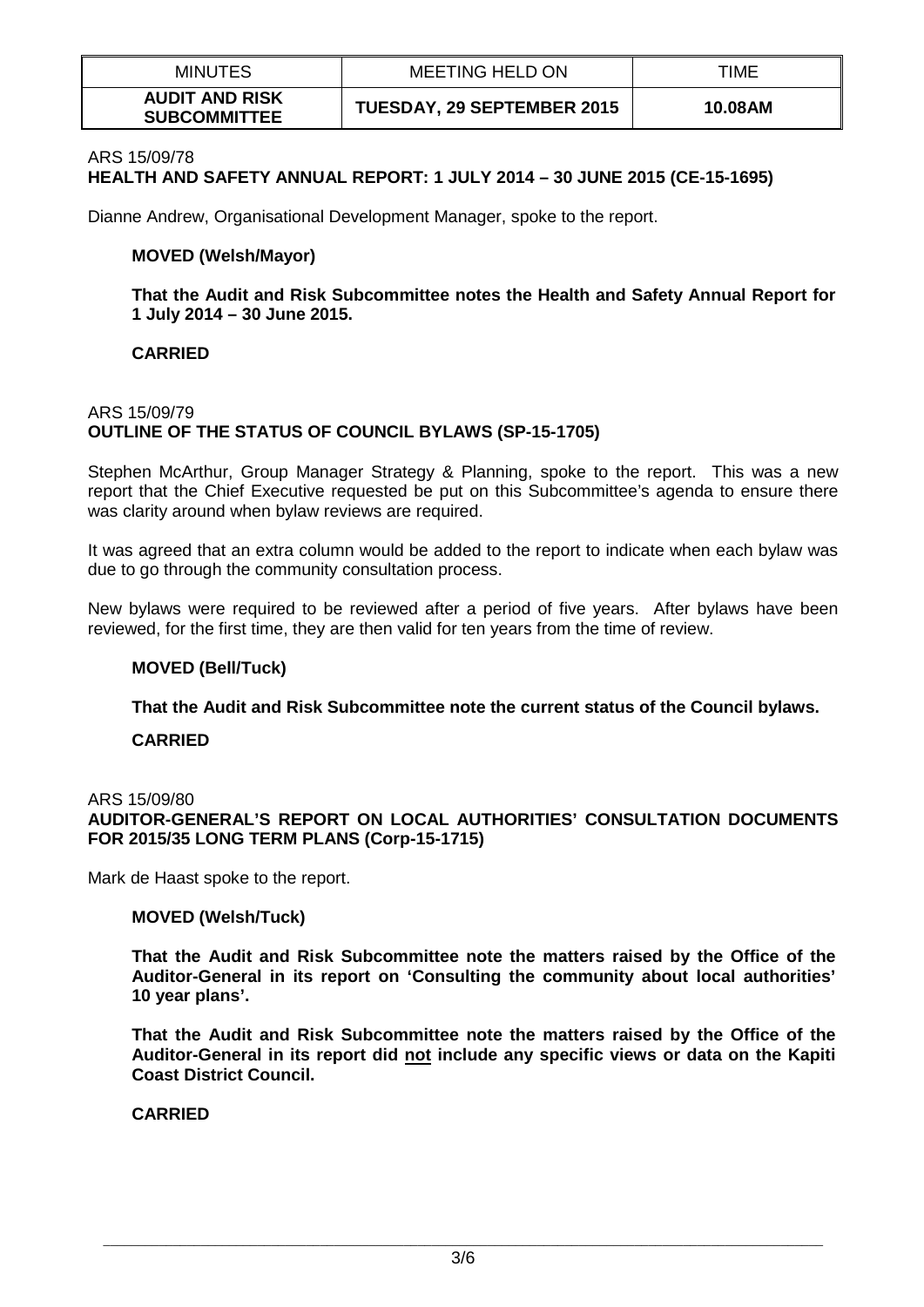ARS 15/09/78
**HEALTH AND SAFETY ANNUAL REPORT: 1 JULY 2014 – 30 JUNE 2015 (CE-15-1695)**

Dianne Andrew, Organisational Development Manager, spoke to the report.

**MOVED (Welsh/Mayor)**

**That the Audit and Risk Subcommittee notes the Health and Safety Annual Report for 1 July 2014 – 30 June 2015.**

**CARRIED**

ARS 15/09/79
**OUTLINE OF THE STATUS OF COUNCIL BYLAWS (SP-15-1705)**

Stephen McArthur, Group Manager Strategy & Planning, spoke to the report. This was a new report that the Chief Executive requested be put on this Subcommittee's agenda to ensure there was clarity around when bylaw reviews are required.

It was agreed that an extra column would be added to the report to indicate when each bylaw was due to go through the community consultation process.

New bylaws were required to be reviewed after a period of five years. After bylaws have been reviewed, for the first time, they are then valid for ten years from the time of review.

**MOVED (Bell/Tuck)**

**That the Audit and Risk Subcommittee note the current status of the Council bylaws.**

**CARRIED**

ARS 15/09/80
**AUDITOR-GENERAL'S REPORT ON LOCAL AUTHORITIES' CONSULTATION DOCUMENTS FOR 2015/35 LONG TERM PLANS (Corp-15-1715)**

Mark de Haast spoke to the report.

**MOVED (Welsh/Tuck)**

**That the Audit and Risk Subcommittee note the matters raised by the Office of the Auditor-General in its report on 'Consulting the community about local authorities' 10 year plans'.**

**That the Audit and Risk Subcommittee note the matters raised by the Office of the Auditor-General in its report did <u>not</u> include any specific views or data on the Kapiti Coast District Council.**

**CARRIED**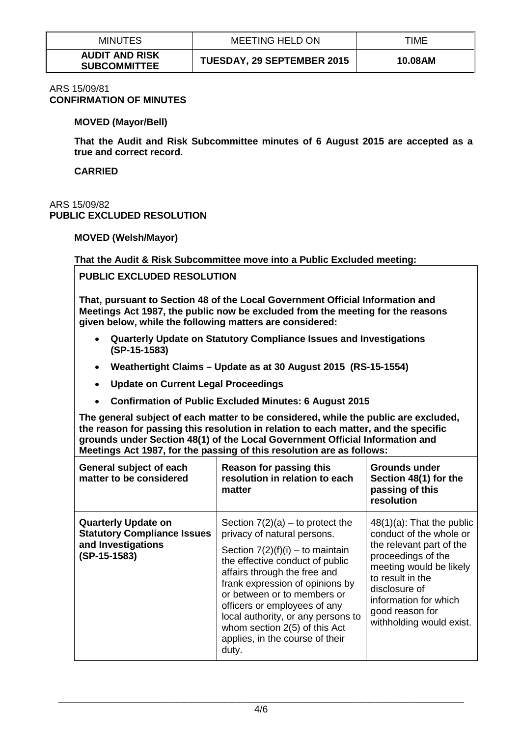| MINUTES | MEETING HELD ON | TIME |
|---|---|---|
| **AUDIT AND RISK SUBCOMMITTEE** | **TUESDAY, 29 SEPTEMBER 2015** | **10.08AM** |

ARS 15/09/81
**CONFIRMATION OF MINUTES**

**MOVED (Mayor/Bell)**

**That the Audit and Risk Subcommittee minutes of 6 August 2015 are accepted as a true and correct record.**

**CARRIED**

ARS 15/09/82
**PUBLIC EXCLUDED RESOLUTION**

**MOVED (Welsh/Mayor)**

**That the Audit & Risk Subcommittee move into a Public Excluded meeting:**

**PUBLIC EXCLUDED RESOLUTION**

**That, pursuant to Section 48 of the Local Government Official Information and Meetings Act 1987, the public now be excluded from the meeting for the reasons given below, while the following matters are considered:**

- **Quarterly Update on Statutory Compliance Issues and Investigations (SP-15-1583)**
- **Weathertight Claims – Update as at 30 August 2015 (RS-15-1554)**
- **Update on Current Legal Proceedings**
- **Confirmation of Public Excluded Minutes: 6 August 2015**

**The general subject of each matter to be considered, while the public are excluded, the reason for passing this resolution in relation to each matter, and the specific grounds under Section 48(1) of the Local Government Official Information and Meetings Act 1987, for the passing of this resolution are as follows:**

| General subject of each matter to be considered | Reason for passing this resolution in relation to each matter | Grounds under Section 48(1) for the passing of this resolution |
|---|---|---|
| **Quarterly Update on Statutory Compliance Issues and Investigations (SP-15-1583)** | Section 7(2)(a) – to protect the privacy of natural persons.<br><br>Section 7(2)(f)(i) – to maintain the effective conduct of public affairs through the free and frank expression of opinions by or between or to members or officers or employees of any local authority, or any persons to whom section 2(5) of this Act applies, in the course of their duty. | 48(1)(a): That the public conduct of the whole or the relevant part of the proceedings of the meeting would be likely to result in the disclosure of information for which good reason for withholding would exist. |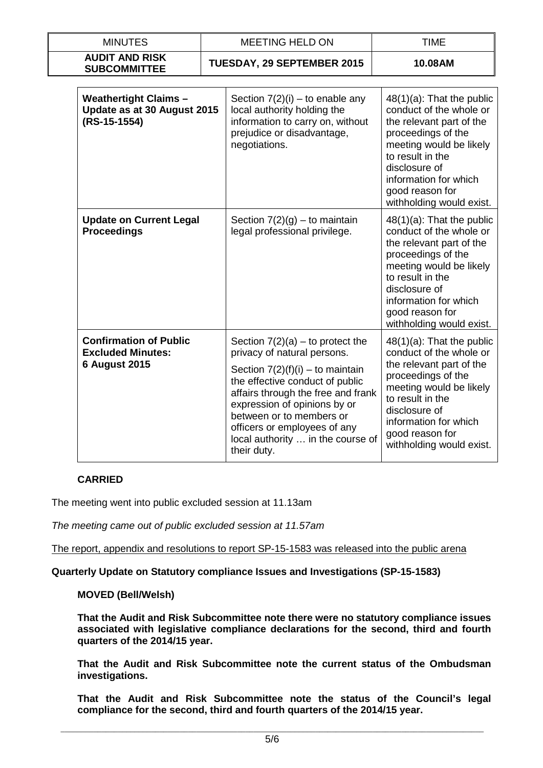| MINUTES | MEETING HELD ON | TIME |
|---|---|---|
| **AUDIT AND RISK SUBCOMMITTEE** | **TUESDAY, 29 SEPTEMBER 2015** | **10.08AM** |

| | | |
|---|---|---|
| **Weathertight Claims – Update as at 30 August 2015 (RS-15-1554)** | Section 7(2)(i) – to enable any local authority holding the information to carry on, without prejudice or disadvantage, negotiations. | 48(1)(a): That the public conduct of the whole or the relevant part of the proceedings of the meeting would be likely to result in the disclosure of information for which good reason for withholding would exist. |
| **Update on Current Legal Proceedings** | Section 7(2)(g) – to maintain legal professional privilege. | 48(1)(a): That the public conduct of the whole or the relevant part of the proceedings of the meeting would be likely to result in the disclosure of information for which good reason for withholding would exist. |
| **Confirmation of Public Excluded Minutes: 6 August 2015** | Section 7(2)(a) – to protect the privacy of natural persons. Section 7(2)(f)(i) – to maintain the effective conduct of public affairs through the free and frank expression of opinions by or between or to members or officers or employees of any local authority … in the course of their duty. | 48(1)(a): That the public conduct of the whole or the relevant part of the proceedings of the meeting would be likely to result in the disclosure of information for which good reason for withholding would exist. |

**CARRIED**

The meeting went into public excluded session at 11.13am

*The meeting came out of public excluded session at 11.57am*

The report, appendix and resolutions to report SP-15-1583 was released into the public arena

**Quarterly Update on Statutory compliance Issues and Investigations (SP-15-1583)**

**MOVED (Bell/Welsh)**

**That the Audit and Risk Subcommittee note there were no statutory compliance issues associated with legislative compliance declarations for the second, third and fourth quarters of the 2014/15 year.**

**That the Audit and Risk Subcommittee note the current status of the Ombudsman investigations.**

**That the Audit and Risk Subcommittee note the status of the Council's legal compliance for the second, third and fourth quarters of the 2014/15 year.**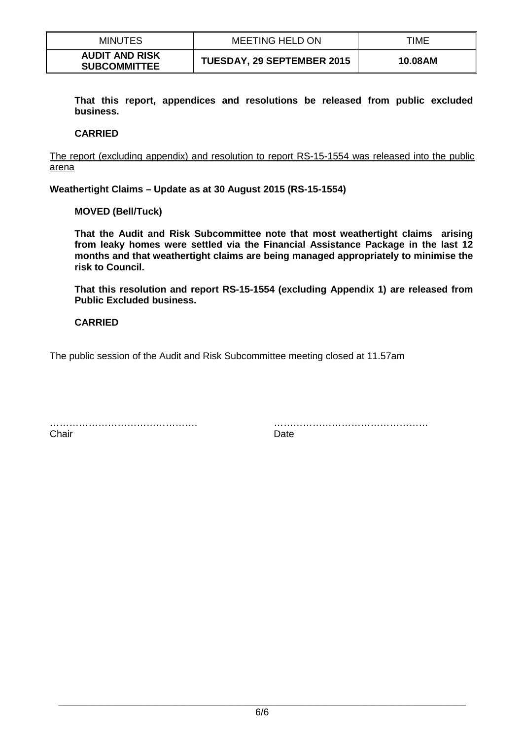| MINUTES | MEETING HELD ON | TIME |
|---|---|---|
| **AUDIT AND RISK SUBCOMMITTEE** | **TUESDAY, 29 SEPTEMBER 2015** | **10.08AM** |

**That this report, appendices and resolutions be released from public excluded business.**

**CARRIED**

<u>The report (excluding appendix) and resolution to report RS-15-1554 was released into the public arena</u>

**Weathertight Claims – Update as at 30 August 2015 (RS-15-1554)**

**MOVED (Bell/Tuck)**

**That the Audit and Risk Subcommittee note that most weathertight claims arising from leaky homes were settled via the Financial Assistance Package in the last 12 months and that weathertight claims are being managed appropriately to minimise the risk to Council.**

**That this resolution and report RS-15-1554 (excluding Appendix 1) are released from Public Excluded business.**

**CARRIED**

The public session of the Audit and Risk Subcommittee meeting closed at 11.57am

……………………………………….
Chair

……………………………………….
Date